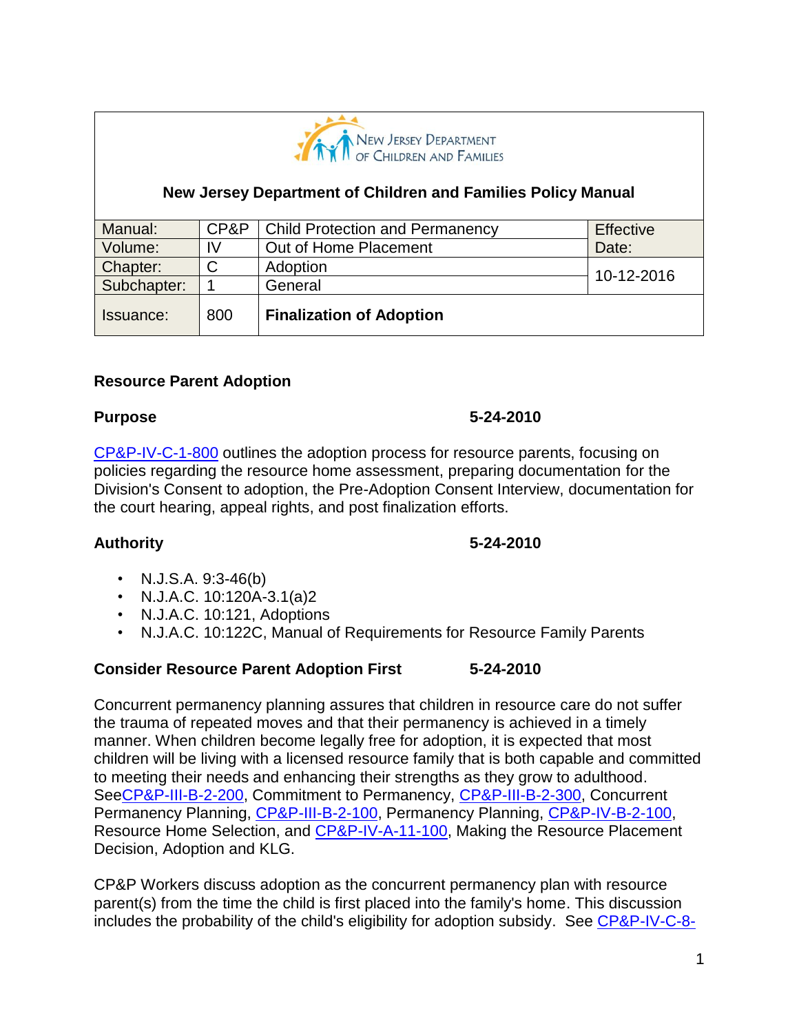New Jersey Department of Children and Families

**New Jersey Department of Children and Families Policy Manual**

| Manual: | CP&P | Child Protection and Permanency | Effective Date: |
|---|---|---|---|
| Volume: | IV | Out of Home Placement | |
| Chapter: | C | Adoption | 10-12-2016 |
| Subchapter: | 1 | General | |
| Issuance: | 800 | **Finalization of Adoption** | |

## Resource Parent Adoption

### Purpose 5-24-2010

CP&P-IV-C-1-800 outlines the adoption process for resource parents, focusing on policies regarding the resource home assessment, preparing documentation for the Division's Consent to adoption, the Pre-Adoption Consent Interview, documentation for the court hearing, appeal rights, and post finalization efforts.

### Authority 5-24-2010

- N.J.S.A. 9:3-46(b)
- N.J.A.C. 10:120A-3.1(a)2
- N.J.A.C. 10:121, Adoptions
- N.J.A.C. 10:122C, Manual of Requirements for Resource Family Parents

### Consider Resource Parent Adoption First 5-24-2010

Concurrent permanency planning assures that children in resource care do not suffer the trauma of repeated moves and that their permanency is achieved in a timely manner. When children become legally free for adoption, it is expected that most children will be living with a licensed resource family that is both capable and committed to meeting their needs and enhancing their strengths as they grow to adulthood. SeeCP&P-III-B-2-200, Commitment to Permanency, CP&P-III-B-2-300, Concurrent Permanency Planning, CP&P-III-B-2-100, Permanency Planning, CP&P-IV-B-2-100, Resource Home Selection, and CP&P-IV-A-11-100, Making the Resource Placement Decision, Adoption and KLG.

CP&P Workers discuss adoption as the concurrent permanency plan with resource parent(s) from the time the child is first placed into the family's home. This discussion includes the probability of the child's eligibility for adoption subsidy. See CP&P-IV-C-8-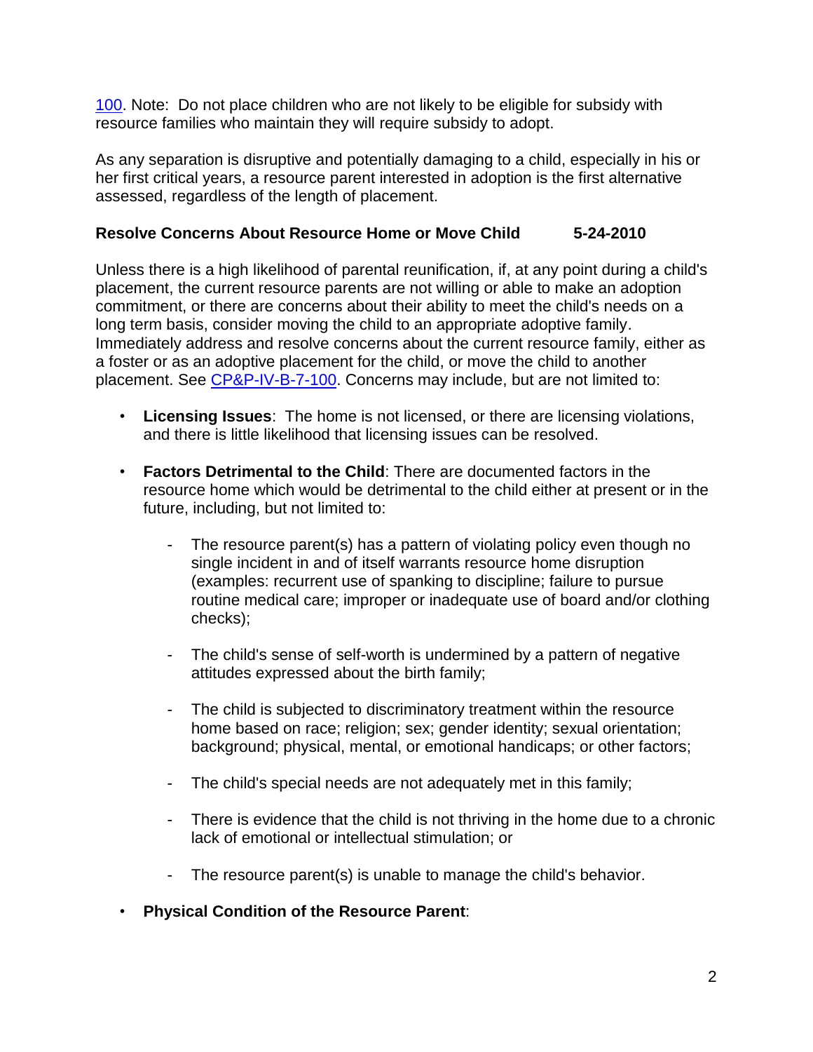100. Note: Do not place children who are not likely to be eligible for subsidy with resource families who maintain they will require subsidy to adopt.

As any separation is disruptive and potentially damaging to a child, especially in his or her first critical years, a resource parent interested in adoption is the first alternative assessed, regardless of the length of placement.

**Resolve Concerns About Resource Home or Move Child 5-24-2010**

Unless there is a high likelihood of parental reunification, if, at any point during a child's placement, the current resource parents are not willing or able to make an adoption commitment, or there are concerns about their ability to meet the child's needs on a long term basis, consider moving the child to an appropriate adoptive family. Immediately address and resolve concerns about the current resource family, either as a foster or as an adoptive placement for the child, or move the child to another placement. See CP&P-IV-B-7-100. Concerns may include, but are not limited to:

- **Licensing Issues**: The home is not licensed, or there are licensing violations, and there is little likelihood that licensing issues can be resolved.
- **Factors Detrimental to the Child**: There are documented factors in the resource home which would be detrimental to the child either at present or in the future, including, but not limited to:
  - The resource parent(s) has a pattern of violating policy even though no single incident in and of itself warrants resource home disruption (examples: recurrent use of spanking to discipline; failure to pursue routine medical care; improper or inadequate use of board and/or clothing checks);
  - The child's sense of self-worth is undermined by a pattern of negative attitudes expressed about the birth family;
  - The child is subjected to discriminatory treatment within the resource home based on race; religion; sex; gender identity; sexual orientation; background; physical, mental, or emotional handicaps; or other factors;
  - The child's special needs are not adequately met in this family;
  - There is evidence that the child is not thriving in the home due to a chronic lack of emotional or intellectual stimulation; or
  - The resource parent(s) is unable to manage the child's behavior.
- **Physical Condition of the Resource Parent**: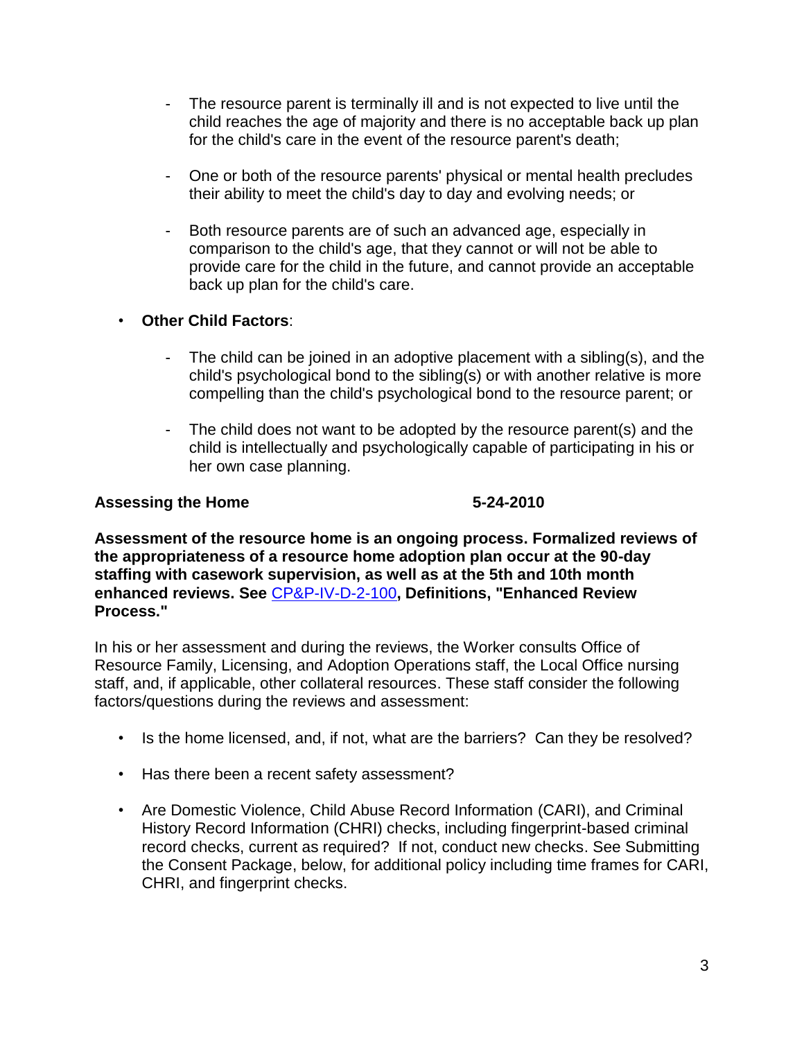- The resource parent is terminally ill and is not expected to live until the child reaches the age of majority and there is no acceptable back up plan for the child's care in the event of the resource parent's death;

- One or both of the resource parents' physical or mental health precludes their ability to meet the child's day to day and evolving needs; or

- Both resource parents are of such an advanced age, especially in comparison to the child's age, that they cannot or will not be able to provide care for the child in the future, and cannot provide an acceptable back up plan for the child's care.

- **Other Child Factors**:

  - The child can be joined in an adoptive placement with a sibling(s), and the child's psychological bond to the sibling(s) or with another relative is more compelling than the child's psychological bond to the resource parent; or

  - The child does not want to be adopted by the resource parent(s) and the child is intellectually and psychologically capable of participating in his or her own case planning.

**Assessing the Home** **5-24-2010**

**Assessment of the resource home is an ongoing process. Formalized reviews of the appropriateness of a resource home adoption plan occur at the 90-day staffing with casework supervision, as well as at the 5th and 10th month enhanced reviews. See** CP&P-IV-D-2-100**, Definitions, "Enhanced Review Process."**

In his or her assessment and during the reviews, the Worker consults Office of Resource Family, Licensing, and Adoption Operations staff, the Local Office nursing staff, and, if applicable, other collateral resources. These staff consider the following factors/questions during the reviews and assessment:

- Is the home licensed, and, if not, what are the barriers? Can they be resolved?

- Has there been a recent safety assessment?

- Are Domestic Violence, Child Abuse Record Information (CARI), and Criminal History Record Information (CHRI) checks, including fingerprint-based criminal record checks, current as required? If not, conduct new checks. See Submitting the Consent Package, below, for additional policy including time frames for CARI, CHRI, and fingerprint checks.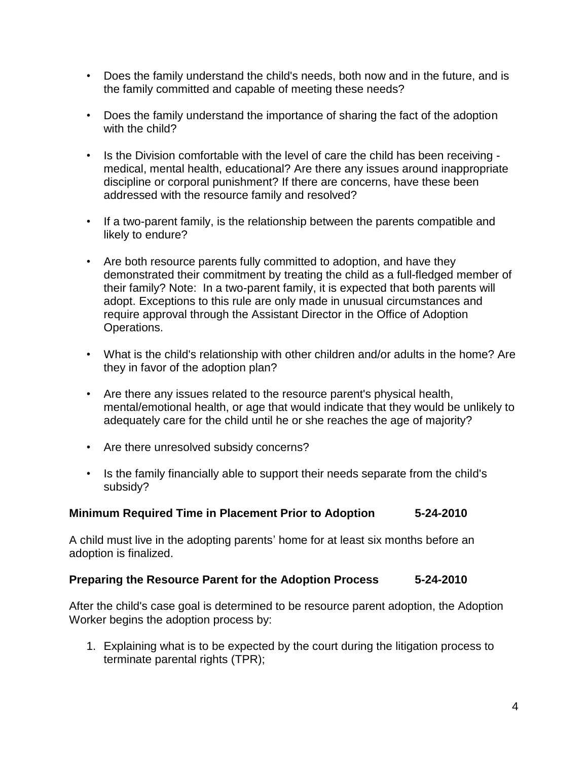- Does the family understand the child's needs, both now and in the future, and is the family committed and capable of meeting these needs?
- Does the family understand the importance of sharing the fact of the adoption with the child?
- Is the Division comfortable with the level of care the child has been receiving - medical, mental health, educational? Are there any issues around inappropriate discipline or corporal punishment? If there are concerns, have these been addressed with the resource family and resolved?
- If a two-parent family, is the relationship between the parents compatible and likely to endure?
- Are both resource parents fully committed to adoption, and have they demonstrated their commitment by treating the child as a full-fledged member of their family? Note: In a two-parent family, it is expected that both parents will adopt. Exceptions to this rule are only made in unusual circumstances and require approval through the Assistant Director in the Office of Adoption Operations.
- What is the child's relationship with other children and/or adults in the home? Are they in favor of the adoption plan?
- Are there any issues related to the resource parent's physical health, mental/emotional health, or age that would indicate that they would be unlikely to adequately care for the child until he or she reaches the age of majority?
- Are there unresolved subsidy concerns?
- Is the family financially able to support their needs separate from the child's subsidy?

**Minimum Required Time in Placement Prior to Adoption 5-24-2010**

A child must live in the adopting parents' home for at least six months before an adoption is finalized.

**Preparing the Resource Parent for the Adoption Process 5-24-2010**

After the child's case goal is determined to be resource parent adoption, the Adoption Worker begins the adoption process by:

1. Explaining what is to be expected by the court during the litigation process to terminate parental rights (TPR);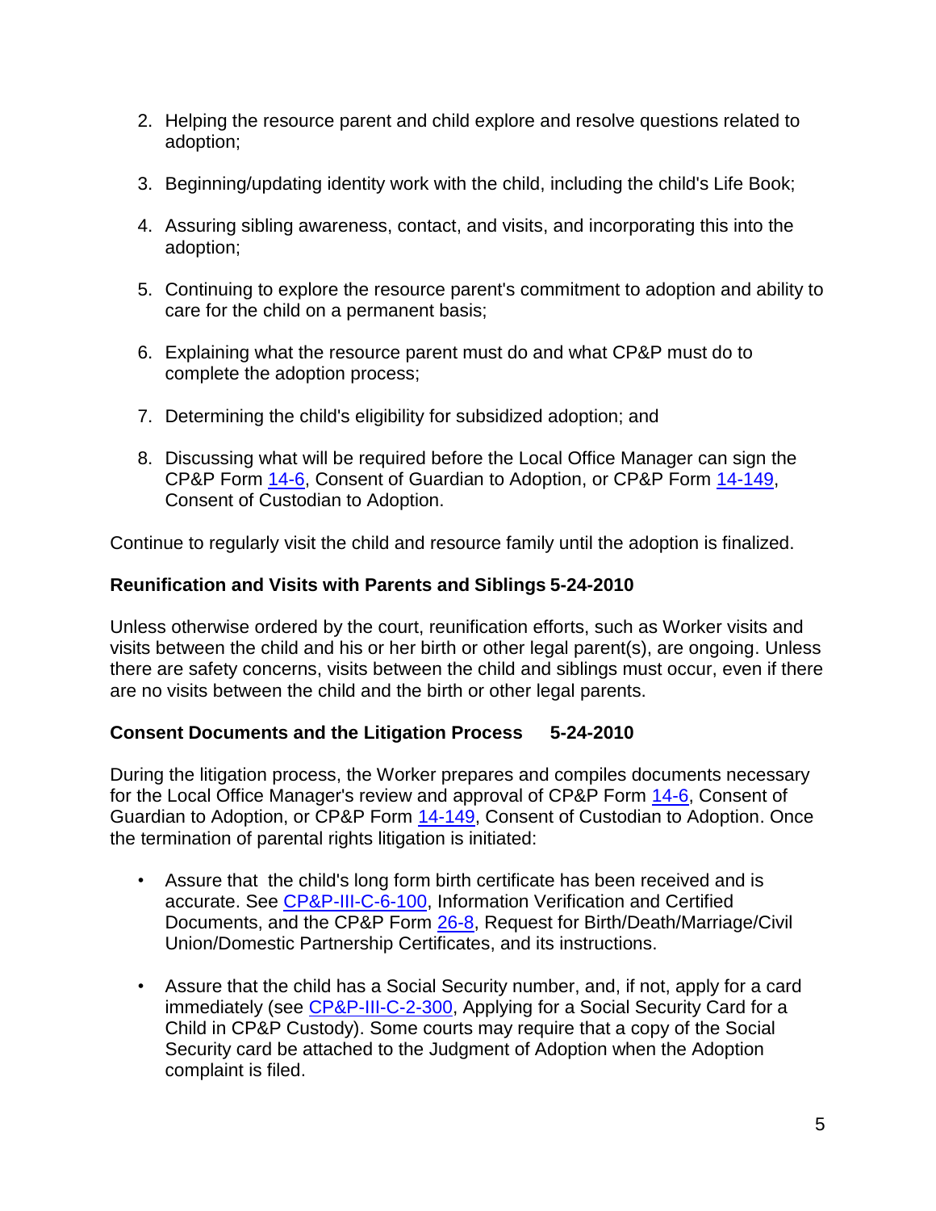2. Helping the resource parent and child explore and resolve questions related to adoption;

3. Beginning/updating identity work with the child, including the child's Life Book;

4. Assuring sibling awareness, contact, and visits, and incorporating this into the adoption;

5. Continuing to explore the resource parent's commitment to adoption and ability to care for the child on a permanent basis;

6. Explaining what the resource parent must do and what CP&P must do to complete the adoption process;

7. Determining the child's eligibility for subsidized adoption; and

8. Discussing what will be required before the Local Office Manager can sign the CP&P Form 14-6, Consent of Guardian to Adoption, or CP&P Form 14-149, Consent of Custodian to Adoption.

Continue to regularly visit the child and resource family until the adoption is finalized.

**Reunification and Visits with Parents and Siblings 5-24-2010**

Unless otherwise ordered by the court, reunification efforts, such as Worker visits and visits between the child and his or her birth or other legal parent(s), are ongoing. Unless there are safety concerns, visits between the child and siblings must occur, even if there are no visits between the child and the birth or other legal parents.

**Consent Documents and the Litigation Process 5-24-2010**

During the litigation process, the Worker prepares and compiles documents necessary for the Local Office Manager's review and approval of CP&P Form 14-6, Consent of Guardian to Adoption, or CP&P Form 14-149, Consent of Custodian to Adoption. Once the termination of parental rights litigation is initiated:

- Assure that the child's long form birth certificate has been received and is accurate. See CP&P-III-C-6-100, Information Verification and Certified Documents, and the CP&P Form 26-8, Request for Birth/Death/Marriage/Civil Union/Domestic Partnership Certificates, and its instructions.

- Assure that the child has a Social Security number, and, if not, apply for a card immediately (see CP&P-III-C-2-300, Applying for a Social Security Card for a Child in CP&P Custody). Some courts may require that a copy of the Social Security card be attached to the Judgment of Adoption when the Adoption complaint is filed.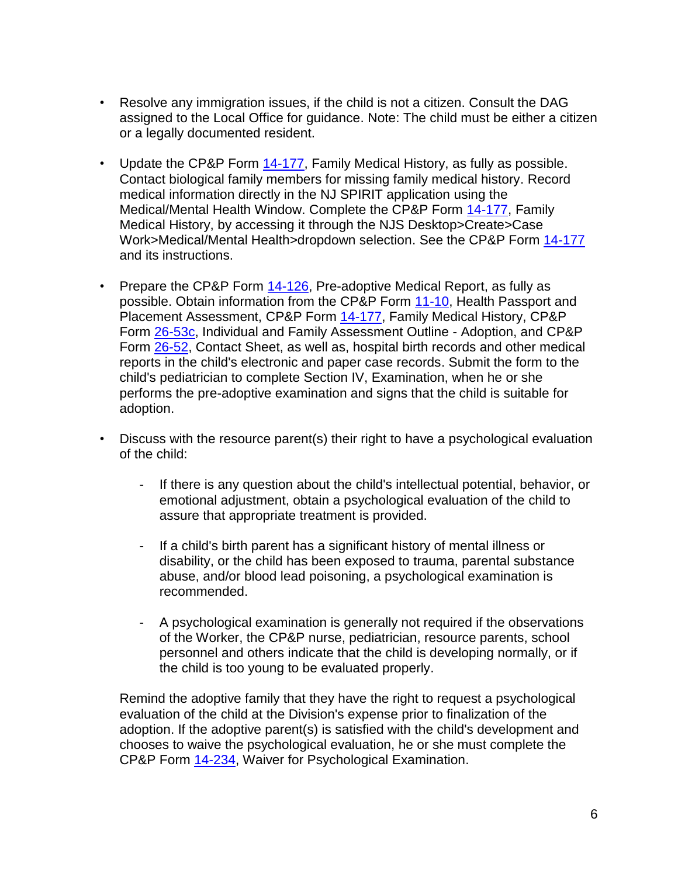- Resolve any immigration issues, if the child is not a citizen. Consult the DAG assigned to the Local Office for guidance. Note: The child must be either a citizen or a legally documented resident.

- Update the CP&P Form 14-177, Family Medical History, as fully as possible. Contact biological family members for missing family medical history. Record medical information directly in the NJ SPIRIT application using the Medical/Mental Health Window. Complete the CP&P Form 14-177, Family Medical History, by accessing it through the NJS Desktop>Create>Case Work>Medical/Mental Health>dropdown selection. See the CP&P Form 14-177 and its instructions.

- Prepare the CP&P Form 14-126, Pre-adoptive Medical Report, as fully as possible. Obtain information from the CP&P Form 11-10, Health Passport and Placement Assessment, CP&P Form 14-177, Family Medical History, CP&P Form 26-53c, Individual and Family Assessment Outline - Adoption, and CP&P Form 26-52, Contact Sheet, as well as, hospital birth records and other medical reports in the child's electronic and paper case records. Submit the form to the child's pediatrician to complete Section IV, Examination, when he or she performs the pre-adoptive examination and signs that the child is suitable for adoption.

- Discuss with the resource parent(s) their right to have a psychological evaluation of the child:

  - If there is any question about the child's intellectual potential, behavior, or emotional adjustment, obtain a psychological evaluation of the child to assure that appropriate treatment is provided.

  - If a child's birth parent has a significant history of mental illness or disability, or the child has been exposed to trauma, parental substance abuse, and/or blood lead poisoning, a psychological examination is recommended.

  - A psychological examination is generally not required if the observations of the Worker, the CP&P nurse, pediatrician, resource parents, school personnel and others indicate that the child is developing normally, or if the child is too young to be evaluated properly.

  Remind the adoptive family that they have the right to request a psychological evaluation of the child at the Division's expense prior to finalization of the adoption. If the adoptive parent(s) is satisfied with the child's development and chooses to waive the psychological evaluation, he or she must complete the CP&P Form 14-234, Waiver for Psychological Examination.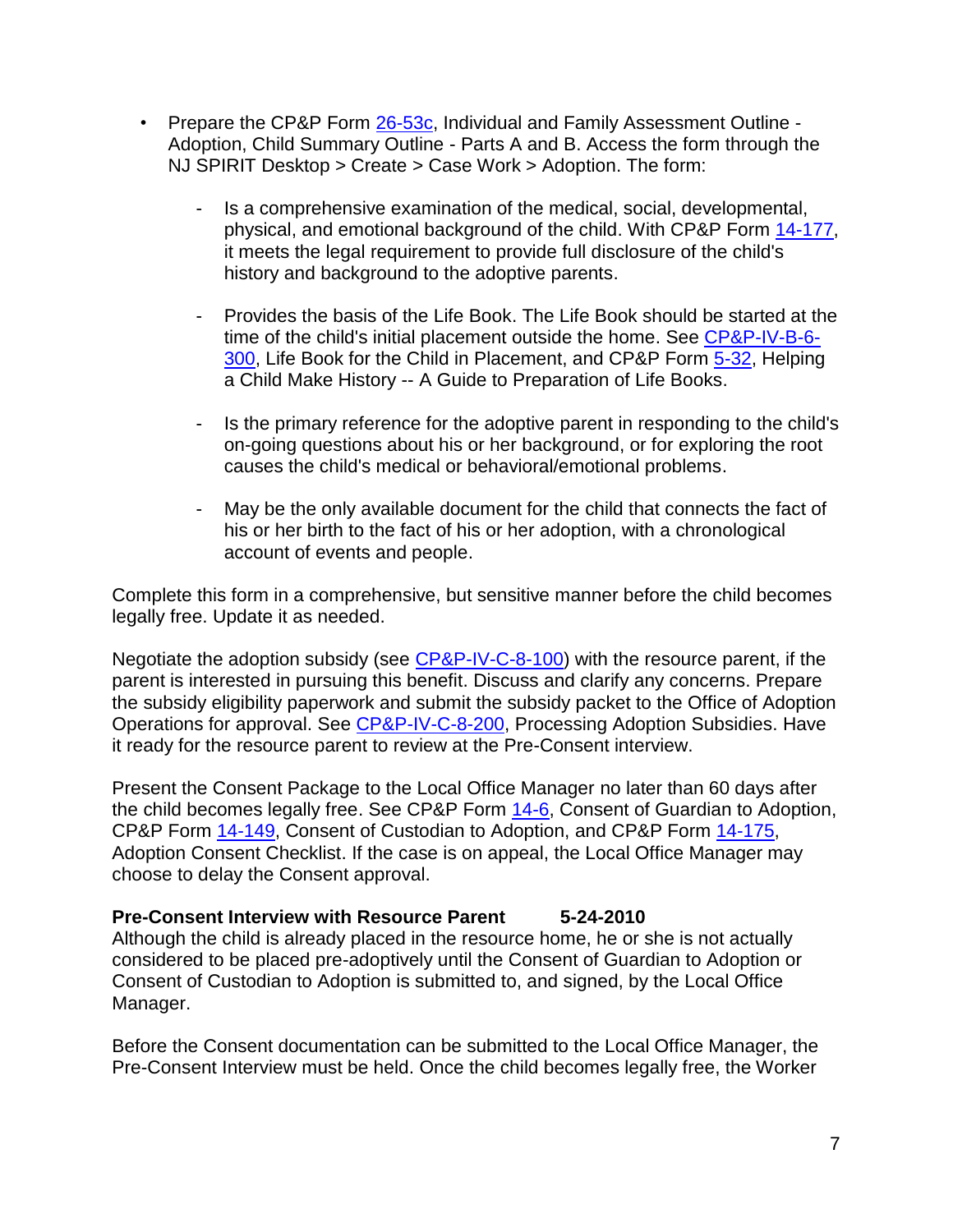- Prepare the CP&P Form 26-53c, Individual and Family Assessment Outline - Adoption, Child Summary Outline - Parts A and B. Access the form through the NJ SPIRIT Desktop > Create > Case Work > Adoption. The form:
  - Is a comprehensive examination of the medical, social, developmental, physical, and emotional background of the child. With CP&P Form 14-177, it meets the legal requirement to provide full disclosure of the child's history and background to the adoptive parents.
  - Provides the basis of the Life Book. The Life Book should be started at the time of the child's initial placement outside the home. See CP&P-IV-B-6-300, Life Book for the Child in Placement, and CP&P Form 5-32, Helping a Child Make History -- A Guide to Preparation of Life Books.
  - Is the primary reference for the adoptive parent in responding to the child's on-going questions about his or her background, or for exploring the root causes the child's medical or behavioral/emotional problems.
  - May be the only available document for the child that connects the fact of his or her birth to the fact of his or her adoption, with a chronological account of events and people.

Complete this form in a comprehensive, but sensitive manner before the child becomes legally free. Update it as needed.

Negotiate the adoption subsidy (see CP&P-IV-C-8-100) with the resource parent, if the parent is interested in pursuing this benefit. Discuss and clarify any concerns. Prepare the subsidy eligibility paperwork and submit the subsidy packet to the Office of Adoption Operations for approval. See CP&P-IV-C-8-200, Processing Adoption Subsidies. Have it ready for the resource parent to review at the Pre-Consent interview.

Present the Consent Package to the Local Office Manager no later than 60 days after the child becomes legally free. See CP&P Form 14-6, Consent of Guardian to Adoption, CP&P Form 14-149, Consent of Custodian to Adoption, and CP&P Form 14-175, Adoption Consent Checklist. If the case is on appeal, the Local Office Manager may choose to delay the Consent approval.

**Pre-Consent Interview with Resource Parent 5-24-2010**

Although the child is already placed in the resource home, he or she is not actually considered to be placed pre-adoptively until the Consent of Guardian to Adoption or Consent of Custodian to Adoption is submitted to, and signed, by the Local Office Manager.

Before the Consent documentation can be submitted to the Local Office Manager, the Pre-Consent Interview must be held. Once the child becomes legally free, the Worker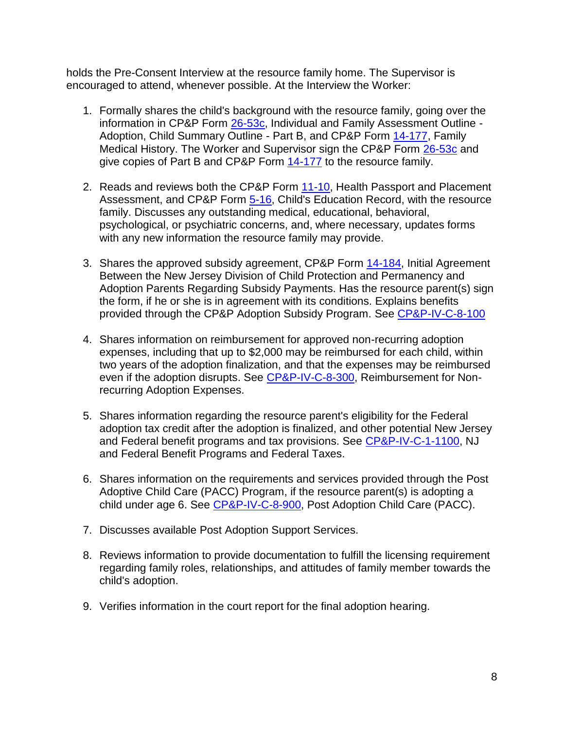holds the Pre-Consent Interview at the resource family home. The Supervisor is encouraged to attend, whenever possible. At the Interview the Worker:

1. Formally shares the child's background with the resource family, going over the information in CP&P Form 26-53c, Individual and Family Assessment Outline - Adoption, Child Summary Outline - Part B, and CP&P Form 14-177, Family Medical History. The Worker and Supervisor sign the CP&P Form 26-53c and give copies of Part B and CP&P Form 14-177 to the resource family.

2. Reads and reviews both the CP&P Form 11-10, Health Passport and Placement Assessment, and CP&P Form 5-16, Child's Education Record, with the resource family. Discusses any outstanding medical, educational, behavioral, psychological, or psychiatric concerns, and, where necessary, updates forms with any new information the resource family may provide.

3. Shares the approved subsidy agreement, CP&P Form 14-184, Initial Agreement Between the New Jersey Division of Child Protection and Permanency and Adoption Parents Regarding Subsidy Payments. Has the resource parent(s) sign the form, if he or she is in agreement with its conditions. Explains benefits provided through the CP&P Adoption Subsidy Program. See CP&P-IV-C-8-100

4. Shares information on reimbursement for approved non-recurring adoption expenses, including that up to $2,000 may be reimbursed for each child, within two years of the adoption finalization, and that the expenses may be reimbursed even if the adoption disrupts. See CP&P-IV-C-8-300, Reimbursement for Non-recurring Adoption Expenses.

5. Shares information regarding the resource parent's eligibility for the Federal adoption tax credit after the adoption is finalized, and other potential New Jersey and Federal benefit programs and tax provisions. See CP&P-IV-C-1-1100, NJ and Federal Benefit Programs and Federal Taxes.

6. Shares information on the requirements and services provided through the Post Adoptive Child Care (PACC) Program, if the resource parent(s) is adopting a child under age 6. See CP&P-IV-C-8-900, Post Adoption Child Care (PACC).

7. Discusses available Post Adoption Support Services.

8. Reviews information to provide documentation to fulfill the licensing requirement regarding family roles, relationships, and attitudes of family member towards the child's adoption.

9. Verifies information in the court report for the final adoption hearing.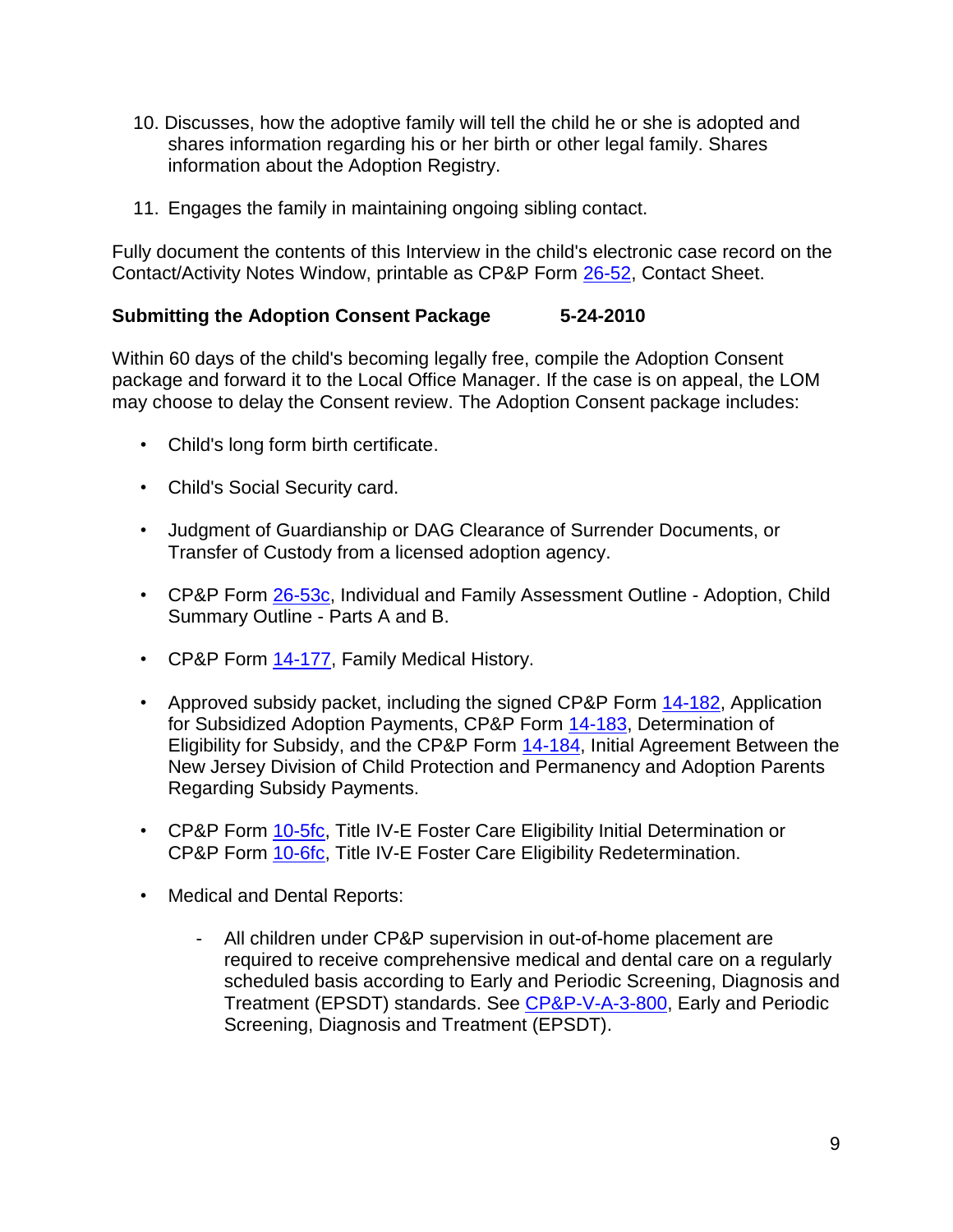10. Discusses, how the adoptive family will tell the child he or she is adopted and shares information regarding his or her birth or other legal family. Shares information about the Adoption Registry.

11. Engages the family in maintaining ongoing sibling contact.

Fully document the contents of this Interview in the child's electronic case record on the Contact/Activity Notes Window, printable as CP&P Form 26-52, Contact Sheet.

**Submitting the Adoption Consent Package 5-24-2010**

Within 60 days of the child's becoming legally free, compile the Adoption Consent package and forward it to the Local Office Manager. If the case is on appeal, the LOM may choose to delay the Consent review. The Adoption Consent package includes:

- Child's long form birth certificate.
- Child's Social Security card.
- Judgment of Guardianship or DAG Clearance of Surrender Documents, or Transfer of Custody from a licensed adoption agency.
- CP&P Form 26-53c, Individual and Family Assessment Outline - Adoption, Child Summary Outline - Parts A and B.
- CP&P Form 14-177, Family Medical History.
- Approved subsidy packet, including the signed CP&P Form 14-182, Application for Subsidized Adoption Payments, CP&P Form 14-183, Determination of Eligibility for Subsidy, and the CP&P Form 14-184, Initial Agreement Between the New Jersey Division of Child Protection and Permanency and Adoption Parents Regarding Subsidy Payments.
- CP&P Form 10-5fc, Title IV-E Foster Care Eligibility Initial Determination or CP&P Form 10-6fc, Title IV-E Foster Care Eligibility Redetermination.
- Medical and Dental Reports:
  - All children under CP&P supervision in out-of-home placement are required to receive comprehensive medical and dental care on a regularly scheduled basis according to Early and Periodic Screening, Diagnosis and Treatment (EPSDT) standards. See CP&P-V-A-3-800, Early and Periodic Screening, Diagnosis and Treatment (EPSDT).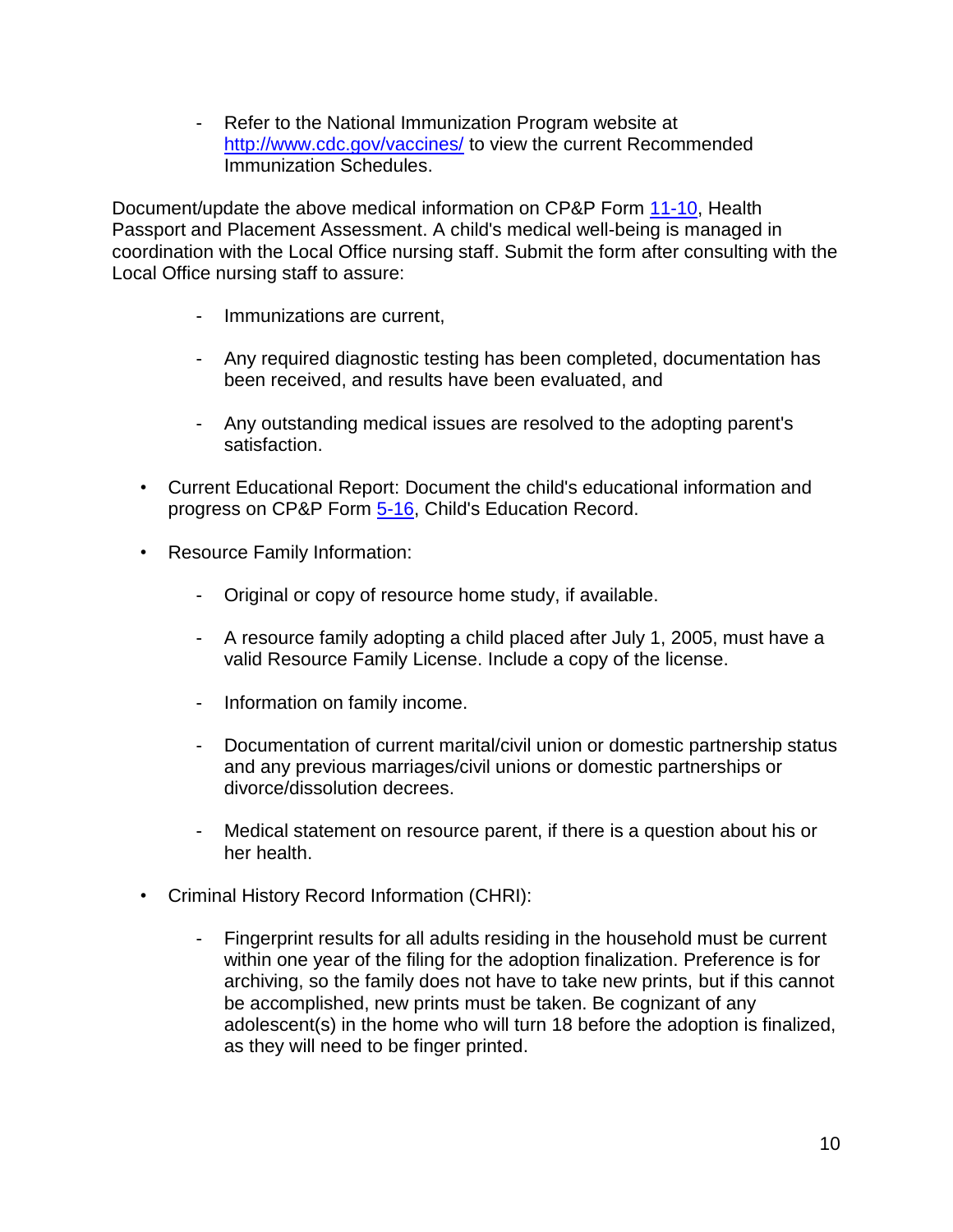- Refer to the National Immunization Program website at [http://www.cdc.gov/vaccines/](http://www.cdc.gov/vaccines/) to view the current Recommended Immunization Schedules.

Document/update the above medical information on CP&P Form [11-10](), Health Passport and Placement Assessment. A child's medical well-being is managed in coordination with the Local Office nursing staff. Submit the form after consulting with the Local Office nursing staff to assure:

  - Immunizations are current,
  - Any required diagnostic testing has been completed, documentation has been received, and results have been evaluated, and
  - Any outstanding medical issues are resolved to the adopting parent's satisfaction.

- Current Educational Report: Document the child's educational information and progress on CP&P Form [5-16](), Child's Education Record.
- Resource Family Information:
  - Original or copy of resource home study, if available.
  - A resource family adopting a child placed after July 1, 2005, must have a valid Resource Family License. Include a copy of the license.
  - Information on family income.
  - Documentation of current marital/civil union or domestic partnership status and any previous marriages/civil unions or domestic partnerships or divorce/dissolution decrees.
  - Medical statement on resource parent, if there is a question about his or her health.
- Criminal History Record Information (CHRI):
  - Fingerprint results for all adults residing in the household must be current within one year of the filing for the adoption finalization. Preference is for archiving, so the family does not have to take new prints, but if this cannot be accomplished, new prints must be taken. Be cognizant of any adolescent(s) in the home who will turn 18 before the adoption is finalized, as they will need to be finger printed.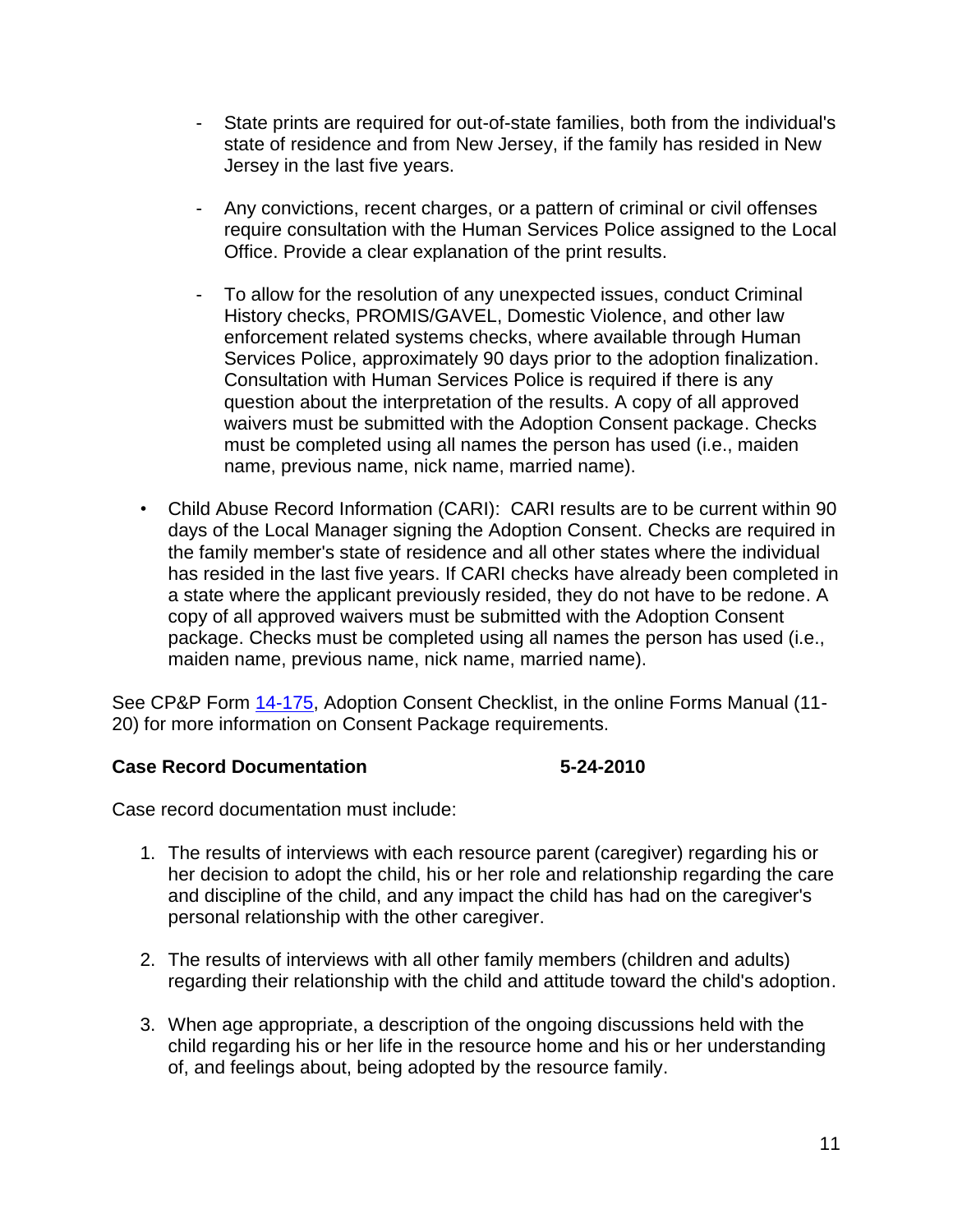- State prints are required for out-of-state families, both from the individual's state of residence and from New Jersey, if the family has resided in New Jersey in the last five years.

  - Any convictions, recent charges, or a pattern of criminal or civil offenses require consultation with the Human Services Police assigned to the Local Office. Provide a clear explanation of the print results.

  - To allow for the resolution of any unexpected issues, conduct Criminal History checks, PROMIS/GAVEL, Domestic Violence, and other law enforcement related systems checks, where available through Human Services Police, approximately 90 days prior to the adoption finalization. Consultation with Human Services Police is required if there is any question about the interpretation of the results. A copy of all approved waivers must be submitted with the Adoption Consent package. Checks must be completed using all names the person has used (i.e., maiden name, previous name, nick name, married name).

- Child Abuse Record Information (CARI): CARI results are to be current within 90 days of the Local Manager signing the Adoption Consent. Checks are required in the family member's state of residence and all other states where the individual has resided in the last five years. If CARI checks have already been completed in a state where the applicant previously resided, they do not have to be redone. A copy of all approved waivers must be submitted with the Adoption Consent package. Checks must be completed using all names the person has used (i.e., maiden name, previous name, nick name, married name).

See CP&P Form 14-175, Adoption Consent Checklist, in the online Forms Manual (11-20) for more information on Consent Package requirements.

**Case Record Documentation 5-24-2010**

Case record documentation must include:

1. The results of interviews with each resource parent (caregiver) regarding his or her decision to adopt the child, his or her role and relationship regarding the care and discipline of the child, and any impact the child has had on the caregiver's personal relationship with the other caregiver.

2. The results of interviews with all other family members (children and adults) regarding their relationship with the child and attitude toward the child's adoption.

3. When age appropriate, a description of the ongoing discussions held with the child regarding his or her life in the resource home and his or her understanding of, and feelings about, being adopted by the resource family.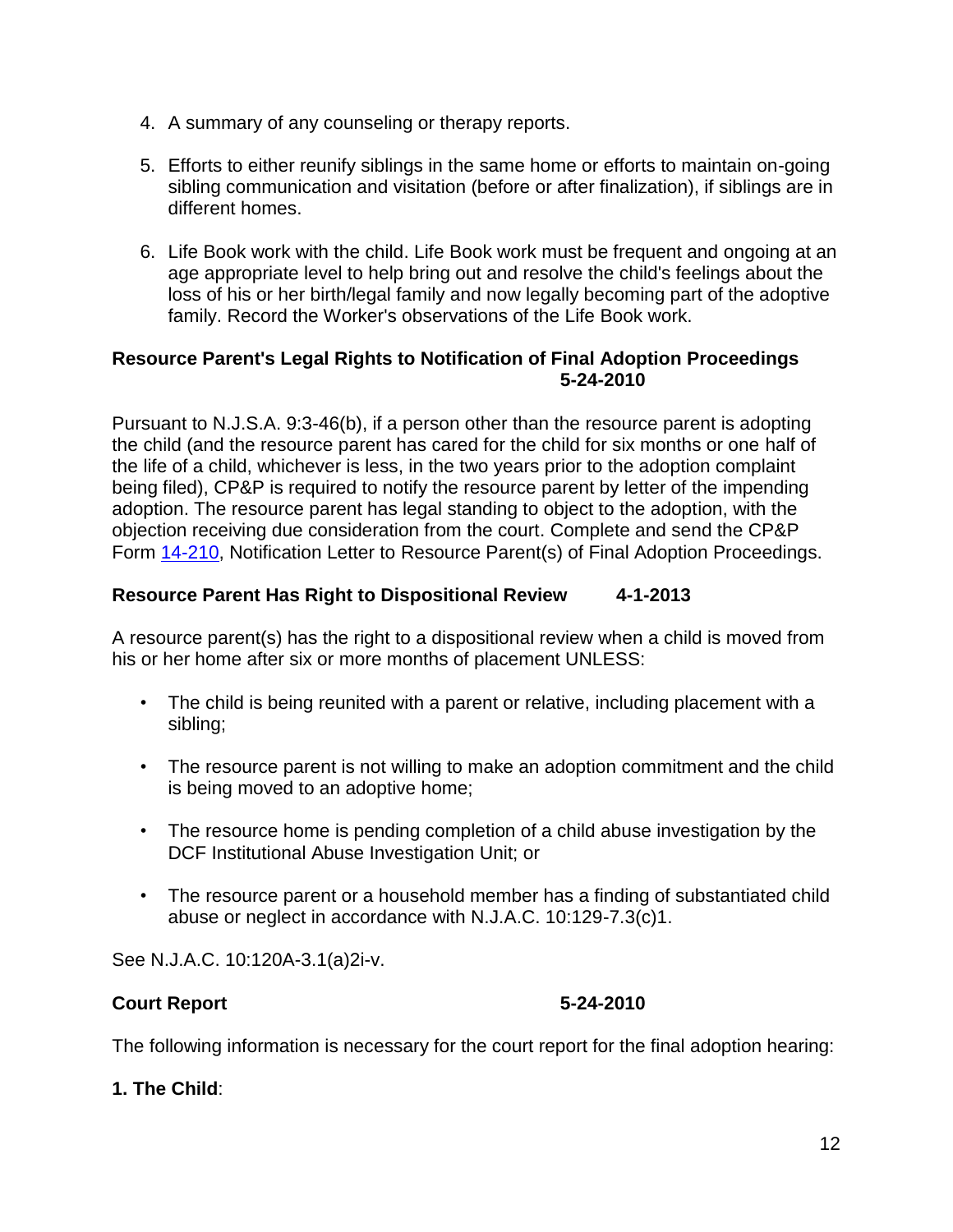4. A summary of any counseling or therapy reports.

5. Efforts to either reunify siblings in the same home or efforts to maintain on-going sibling communication and visitation (before or after finalization), if siblings are in different homes.

6. Life Book work with the child. Life Book work must be frequent and ongoing at an age appropriate level to help bring out and resolve the child's feelings about the loss of his or her birth/legal family and now legally becoming part of the adoptive family. Record the Worker's observations of the Life Book work.

**Resource Parent's Legal Rights to Notification of Final Adoption Proceedings 5-24-2010**

Pursuant to N.J.S.A. 9:3-46(b), if a person other than the resource parent is adopting the child (and the resource parent has cared for the child for six months or one half of the life of a child, whichever is less, in the two years prior to the adoption complaint being filed), CP&P is required to notify the resource parent by letter of the impending adoption. The resource parent has legal standing to object to the adoption, with the objection receiving due consideration from the court. Complete and send the CP&P Form 14-210, Notification Letter to Resource Parent(s) of Final Adoption Proceedings.

**Resource Parent Has Right to Dispositional Review 4-1-2013**

A resource parent(s) has the right to a dispositional review when a child is moved from his or her home after six or more months of placement UNLESS:

- The child is being reunited with a parent or relative, including placement with a sibling;
- The resource parent is not willing to make an adoption commitment and the child is being moved to an adoptive home;
- The resource home is pending completion of a child abuse investigation by the DCF Institutional Abuse Investigation Unit; or
- The resource parent or a household member has a finding of substantiated child abuse or neglect in accordance with N.J.A.C. 10:129-7.3(c)1.

See N.J.A.C. 10:120A-3.1(a)2i-v.

**Court Report 5-24-2010**

The following information is necessary for the court report for the final adoption hearing:

**1. The Child**: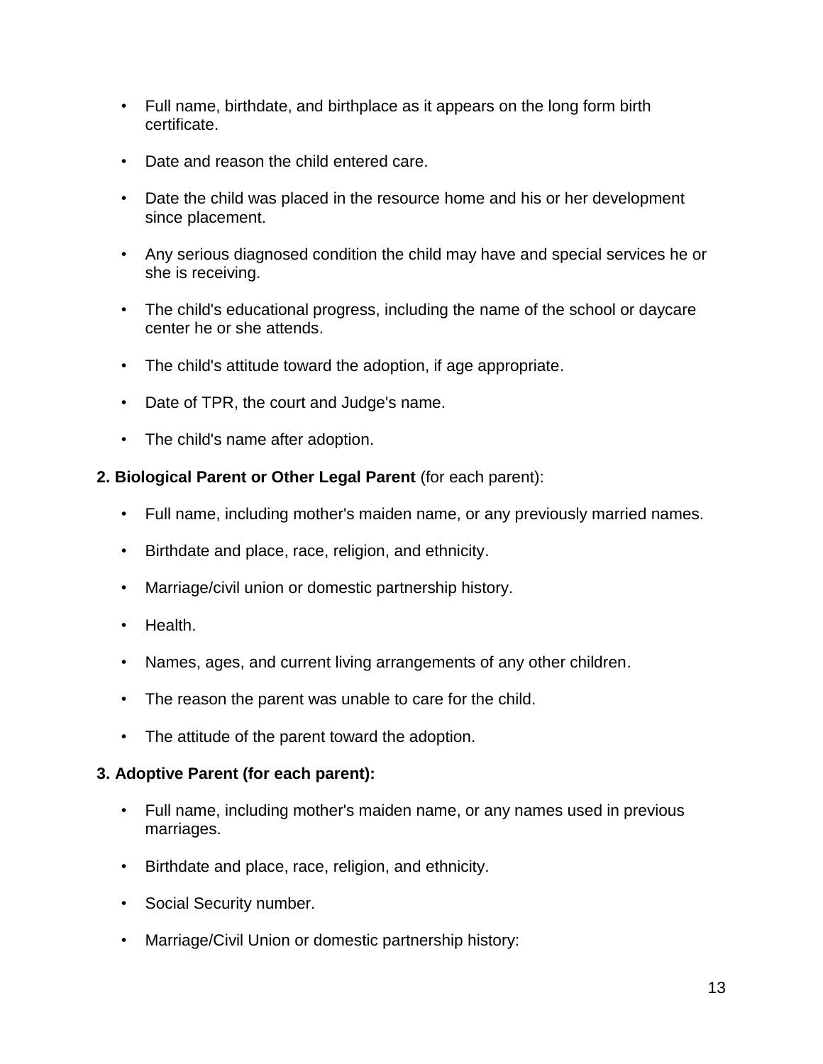- Full name, birthdate, and birthplace as it appears on the long form birth certificate.
- Date and reason the child entered care.
- Date the child was placed in the resource home and his or her development since placement.
- Any serious diagnosed condition the child may have and special services he or she is receiving.
- The child's educational progress, including the name of the school or daycare center he or she attends.
- The child's attitude toward the adoption, if age appropriate.
- Date of TPR, the court and Judge's name.
- The child's name after adoption.

**2. Biological Parent or Other Legal Parent** (for each parent):

- Full name, including mother's maiden name, or any previously married names.
- Birthdate and place, race, religion, and ethnicity.
- Marriage/civil union or domestic partnership history.
- Health.
- Names, ages, and current living arrangements of any other children.
- The reason the parent was unable to care for the child.
- The attitude of the parent toward the adoption.

**3. Adoptive Parent (for each parent):**

- Full name, including mother's maiden name, or any names used in previous marriages.
- Birthdate and place, race, religion, and ethnicity.
- Social Security number.
- Marriage/Civil Union or domestic partnership history: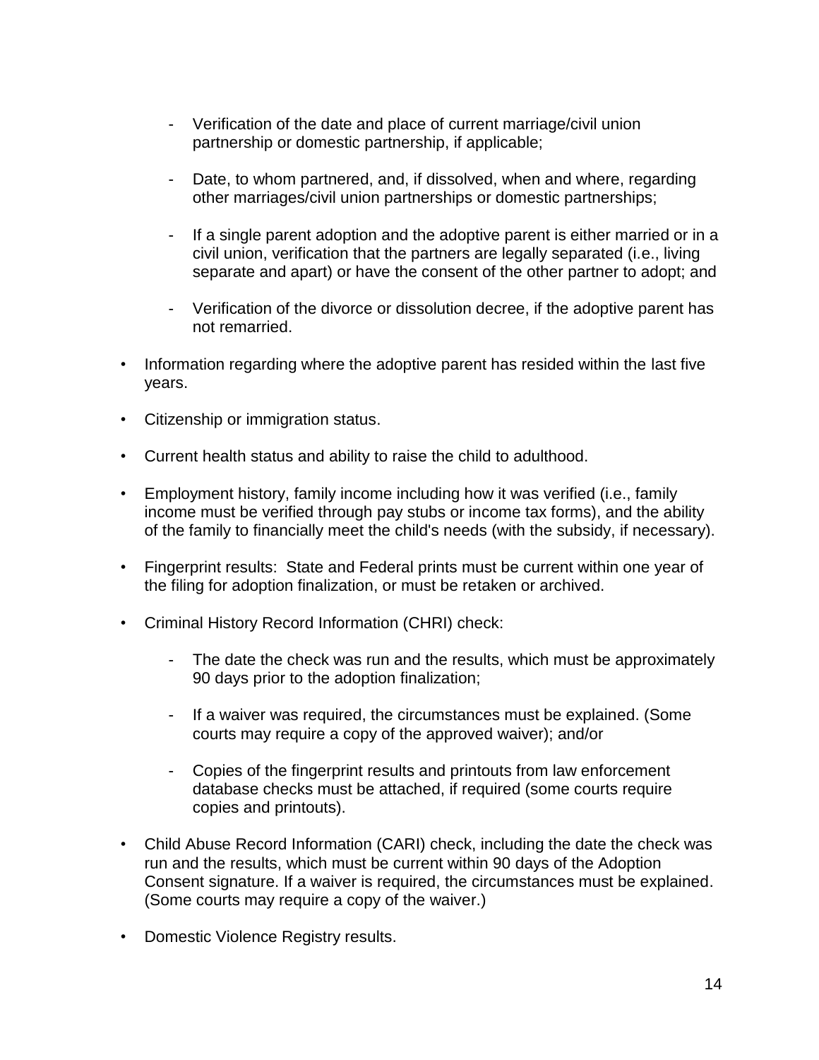- Verification of the date and place of current marriage/civil union partnership or domestic partnership, if applicable;

  - Date, to whom partnered, and, if dissolved, when and where, regarding other marriages/civil union partnerships or domestic partnerships;

  - If a single parent adoption and the adoptive parent is either married or in a civil union, verification that the partners are legally separated (i.e., living separate and apart) or have the consent of the other partner to adopt; and

  - Verification of the divorce or dissolution decree, if the adoptive parent has not remarried.

- Information regarding where the adoptive parent has resided within the last five years.

- Citizenship or immigration status.

- Current health status and ability to raise the child to adulthood.

- Employment history, family income including how it was verified (i.e., family income must be verified through pay stubs or income tax forms), and the ability of the family to financially meet the child's needs (with the subsidy, if necessary).

- Fingerprint results: State and Federal prints must be current within one year of the filing for adoption finalization, or must be retaken or archived.

- Criminal History Record Information (CHRI) check:

  - The date the check was run and the results, which must be approximately 90 days prior to the adoption finalization;

  - If a waiver was required, the circumstances must be explained. (Some courts may require a copy of the approved waiver); and/or

  - Copies of the fingerprint results and printouts from law enforcement database checks must be attached, if required (some courts require copies and printouts).

- Child Abuse Record Information (CARI) check, including the date the check was run and the results, which must be current within 90 days of the Adoption Consent signature. If a waiver is required, the circumstances must be explained. (Some courts may require a copy of the waiver.)

- Domestic Violence Registry results.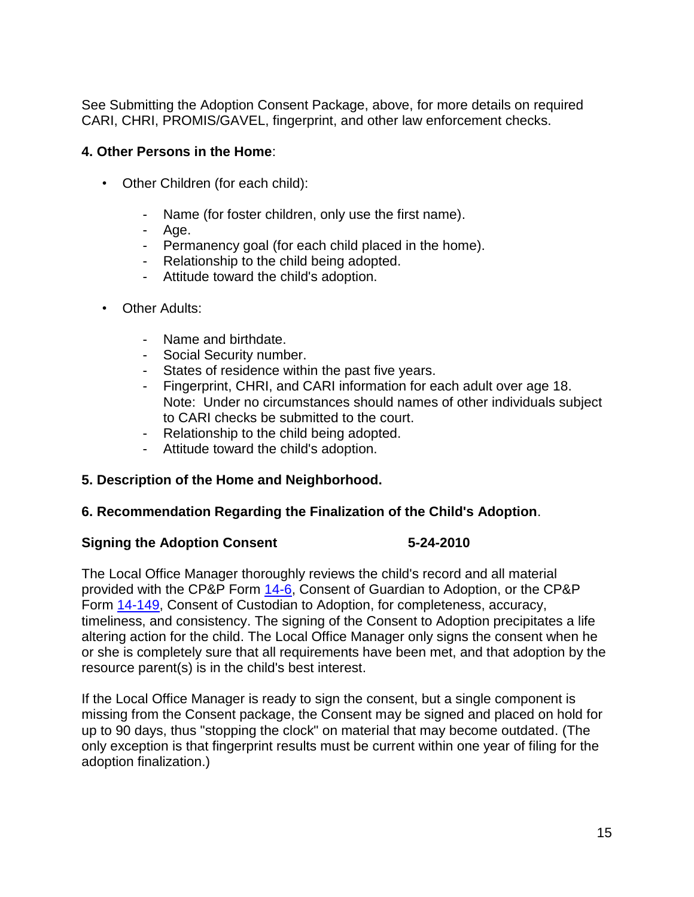See Submitting the Adoption Consent Package, above, for more details on required CARI, CHRI, PROMIS/GAVEL, fingerprint, and other law enforcement checks.

**4. Other Persons in the Home**:

- Other Children (for each child):
    - Name (for foster children, only use the first name).
    - Age.
    - Permanency goal (for each child placed in the home).
    - Relationship to the child being adopted.
    - Attitude toward the child's adoption.
- Other Adults:
    - Name and birthdate.
    - Social Security number.
    - States of residence within the past five years.
    - Fingerprint, CHRI, and CARI information for each adult over age 18. Note: Under no circumstances should names of other individuals subject to CARI checks be submitted to the court.
    - Relationship to the child being adopted.
    - Attitude toward the child's adoption.

**5. Description of the Home and Neighborhood.**

**6. Recommendation Regarding the Finalization of the Child's Adoption**.

**Signing the Adoption Consent** **5-24-2010**

The Local Office Manager thoroughly reviews the child's record and all material provided with the CP&P Form 14-6, Consent of Guardian to Adoption, or the CP&P Form 14-149, Consent of Custodian to Adoption, for completeness, accuracy, timeliness, and consistency. The signing of the Consent to Adoption precipitates a life altering action for the child. The Local Office Manager only signs the consent when he or she is completely sure that all requirements have been met, and that adoption by the resource parent(s) is in the child's best interest.

If the Local Office Manager is ready to sign the consent, but a single component is missing from the Consent package, the Consent may be signed and placed on hold for up to 90 days, thus "stopping the clock" on material that may become outdated. (The only exception is that fingerprint results must be current within one year of filing for the adoption finalization.)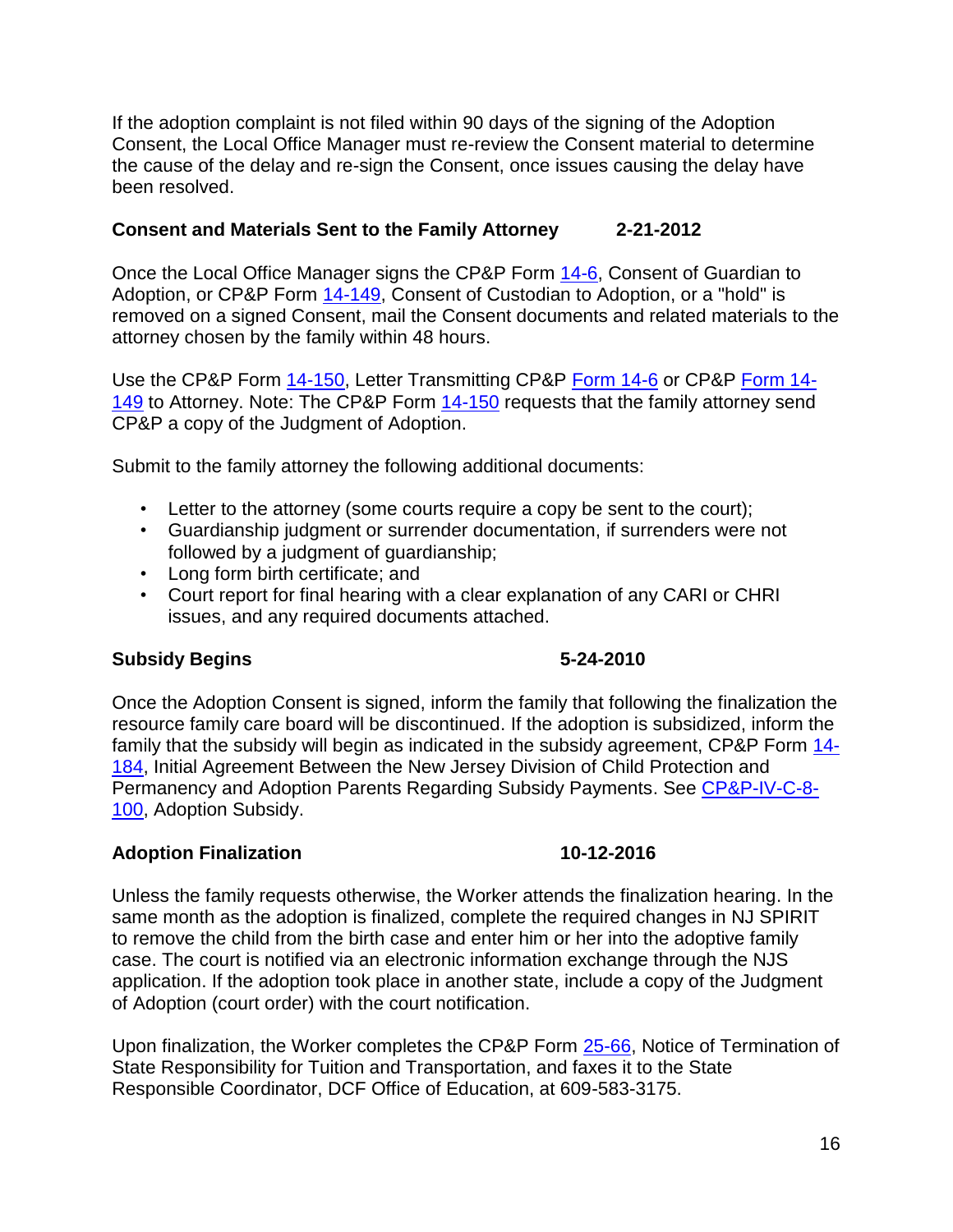If the adoption complaint is not filed within 90 days of the signing of the Adoption Consent, the Local Office Manager must re-review the Consent material to determine the cause of the delay and re-sign the Consent, once issues causing the delay have been resolved.

**Consent and Materials Sent to the Family Attorney 2-21-2012**

Once the Local Office Manager signs the CP&P Form 14-6, Consent of Guardian to Adoption, or CP&P Form 14-149, Consent of Custodian to Adoption, or a "hold" is removed on a signed Consent, mail the Consent documents and related materials to the attorney chosen by the family within 48 hours.

Use the CP&P Form 14-150, Letter Transmitting CP&P Form 14-6 or CP&P Form 14-149 to Attorney. Note: The CP&P Form 14-150 requests that the family attorney send CP&P a copy of the Judgment of Adoption.

Submit to the family attorney the following additional documents:

- Letter to the attorney (some courts require a copy be sent to the court);
- Guardianship judgment or surrender documentation, if surrenders were not followed by a judgment of guardianship;
- Long form birth certificate; and
- Court report for final hearing with a clear explanation of any CARI or CHRI issues, and any required documents attached.

**Subsidy Begins 5-24-2010**

Once the Adoption Consent is signed, inform the family that following the finalization the resource family care board will be discontinued. If the adoption is subsidized, inform the family that the subsidy will begin as indicated in the subsidy agreement, CP&P Form 14-184, Initial Agreement Between the New Jersey Division of Child Protection and Permanency and Adoption Parents Regarding Subsidy Payments. See CP&P-IV-C-8-100, Adoption Subsidy.

**Adoption Finalization 10-12-2016**

Unless the family requests otherwise, the Worker attends the finalization hearing. In the same month as the adoption is finalized, complete the required changes in NJ SPIRIT to remove the child from the birth case and enter him or her into the adoptive family case. The court is notified via an electronic information exchange through the NJS application. If the adoption took place in another state, include a copy of the Judgment of Adoption (court order) with the court notification.

Upon finalization, the Worker completes the CP&P Form 25-66, Notice of Termination of State Responsibility for Tuition and Transportation, and faxes it to the State Responsible Coordinator, DCF Office of Education, at 609-583-3175.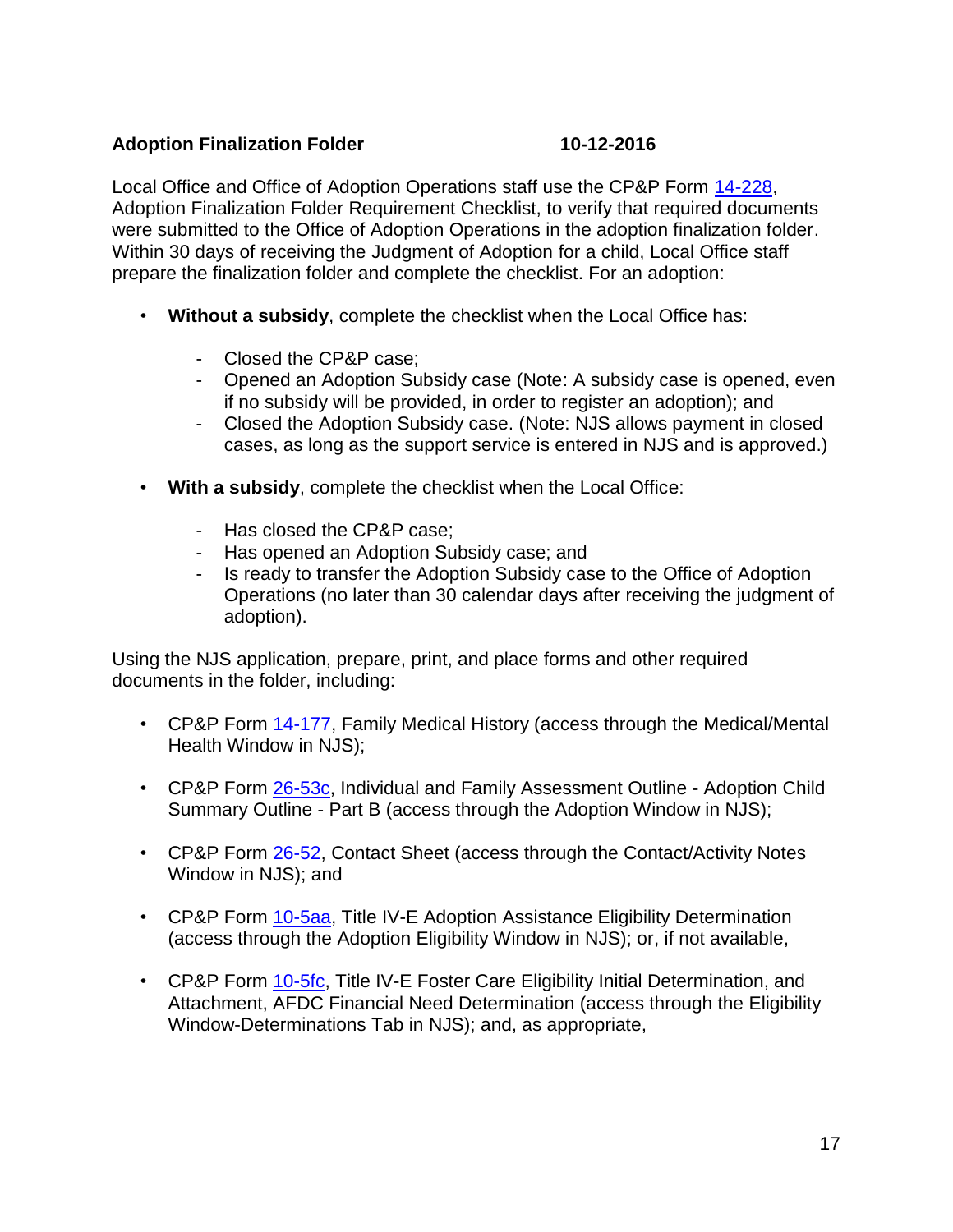**Adoption Finalization Folder** **10-12-2016**

Local Office and Office of Adoption Operations staff use the CP&P Form 14-228, Adoption Finalization Folder Requirement Checklist, to verify that required documents were submitted to the Office of Adoption Operations in the adoption finalization folder. Within 30 days of receiving the Judgment of Adoption for a child, Local Office staff prepare the finalization folder and complete the checklist. For an adoption:

- **Without a subsidy**, complete the checklist when the Local Office has:
  - Closed the CP&P case;
  - Opened an Adoption Subsidy case (Note: A subsidy case is opened, even if no subsidy will be provided, in order to register an adoption); and
  - Closed the Adoption Subsidy case. (Note: NJS allows payment in closed cases, as long as the support service is entered in NJS and is approved.)
- **With a subsidy**, complete the checklist when the Local Office:
  - Has closed the CP&P case;
  - Has opened an Adoption Subsidy case; and
  - Is ready to transfer the Adoption Subsidy case to the Office of Adoption Operations (no later than 30 calendar days after receiving the judgment of adoption).

Using the NJS application, prepare, print, and place forms and other required documents in the folder, including:

- CP&P Form 14-177, Family Medical History (access through the Medical/Mental Health Window in NJS);
- CP&P Form 26-53c, Individual and Family Assessment Outline - Adoption Child Summary Outline - Part B (access through the Adoption Window in NJS);
- CP&P Form 26-52, Contact Sheet (access through the Contact/Activity Notes Window in NJS); and
- CP&P Form 10-5aa, Title IV-E Adoption Assistance Eligibility Determination (access through the Adoption Eligibility Window in NJS); or, if not available,
- CP&P Form 10-5fc, Title IV-E Foster Care Eligibility Initial Determination, and Attachment, AFDC Financial Need Determination (access through the Eligibility Window-Determinations Tab in NJS); and, as appropriate,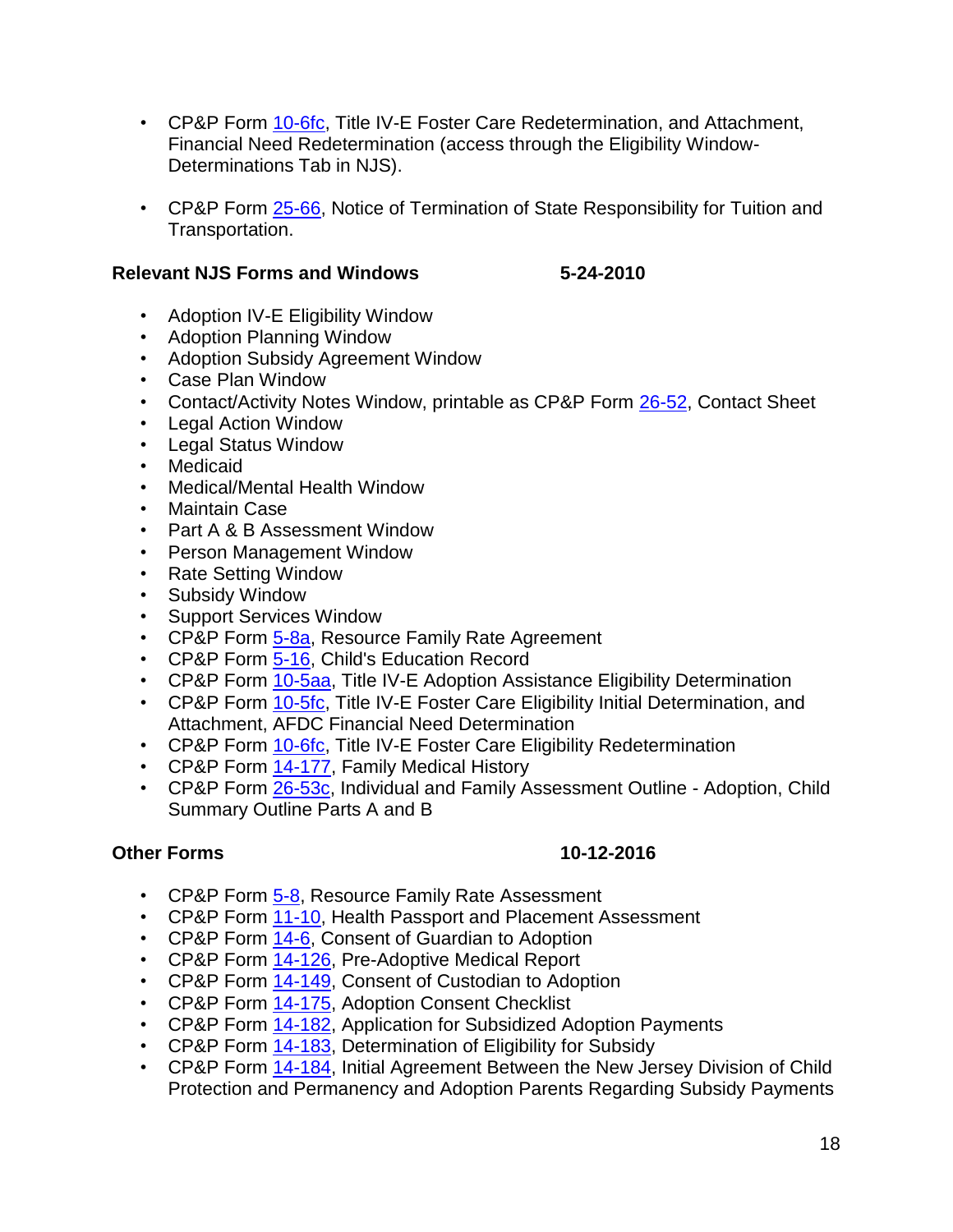- CP&P Form 10-6fc, Title IV-E Foster Care Redetermination, and Attachment, Financial Need Redetermination (access through the Eligibility Window-Determinations Tab in NJS).

- CP&P Form 25-66, Notice of Termination of State Responsibility for Tuition and Transportation.

**Relevant NJS Forms and Windows 5-24-2010**

- Adoption IV-E Eligibility Window
- Adoption Planning Window
- Adoption Subsidy Agreement Window
- Case Plan Window
- Contact/Activity Notes Window, printable as CP&P Form 26-52, Contact Sheet
- Legal Action Window
- Legal Status Window
- Medicaid
- Medical/Mental Health Window
- Maintain Case
- Part A & B Assessment Window
- Person Management Window
- Rate Setting Window
- Subsidy Window
- Support Services Window
- CP&P Form 5-8a, Resource Family Rate Agreement
- CP&P Form 5-16, Child's Education Record
- CP&P Form 10-5aa, Title IV-E Adoption Assistance Eligibility Determination
- CP&P Form 10-5fc, Title IV-E Foster Care Eligibility Initial Determination, and Attachment, AFDC Financial Need Determination
- CP&P Form 10-6fc, Title IV-E Foster Care Eligibility Redetermination
- CP&P Form 14-177, Family Medical History
- CP&P Form 26-53c, Individual and Family Assessment Outline - Adoption, Child Summary Outline Parts A and B

**Other Forms 10-12-2016**

- CP&P Form 5-8, Resource Family Rate Assessment
- CP&P Form 11-10, Health Passport and Placement Assessment
- CP&P Form 14-6, Consent of Guardian to Adoption
- CP&P Form 14-126, Pre-Adoptive Medical Report
- CP&P Form 14-149, Consent of Custodian to Adoption
- CP&P Form 14-175, Adoption Consent Checklist
- CP&P Form 14-182, Application for Subsidized Adoption Payments
- CP&P Form 14-183, Determination of Eligibility for Subsidy
- CP&P Form 14-184, Initial Agreement Between the New Jersey Division of Child Protection and Permanency and Adoption Parents Regarding Subsidy Payments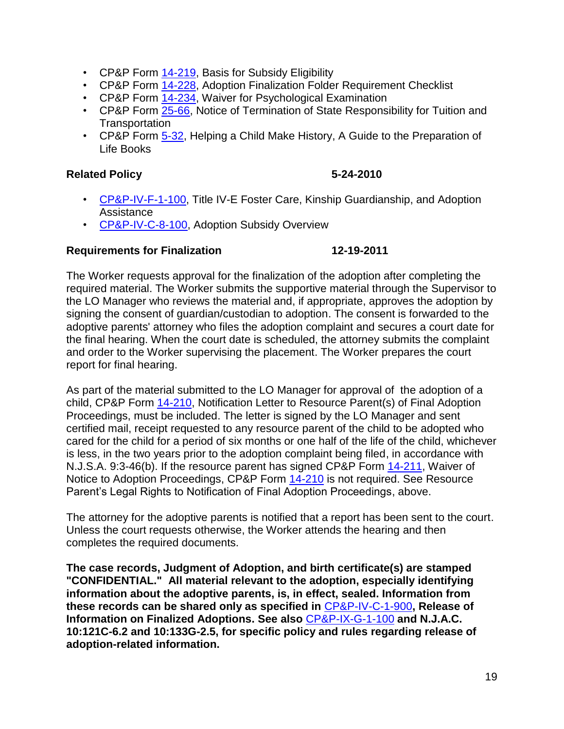- CP&P Form 14-219, Basis for Subsidy Eligibility
- CP&P Form 14-228, Adoption Finalization Folder Requirement Checklist
- CP&P Form 14-234, Waiver for Psychological Examination
- CP&P Form 25-66, Notice of Termination of State Responsibility for Tuition and Transportation
- CP&P Form 5-32, Helping a Child Make History, A Guide to the Preparation of Life Books

**Related Policy** **5-24-2010**

- CP&P-IV-F-1-100, Title IV-E Foster Care, Kinship Guardianship, and Adoption Assistance
- CP&P-IV-C-8-100, Adoption Subsidy Overview

**Requirements for Finalization** **12-19-2011**

The Worker requests approval for the finalization of the adoption after completing the required material. The Worker submits the supportive material through the Supervisor to the LO Manager who reviews the material and, if appropriate, approves the adoption by signing the consent of guardian/custodian to adoption. The consent is forwarded to the adoptive parents' attorney who files the adoption complaint and secures a court date for the final hearing. When the court date is scheduled, the attorney submits the complaint and order to the Worker supervising the placement. The Worker prepares the court report for final hearing.

As part of the material submitted to the LO Manager for approval of the adoption of a child, CP&P Form 14-210, Notification Letter to Resource Parent(s) of Final Adoption Proceedings, must be included. The letter is signed by the LO Manager and sent certified mail, receipt requested to any resource parent of the child to be adopted who cared for the child for a period of six months or one half of the life of the child, whichever is less, in the two years prior to the adoption complaint being filed, in accordance with N.J.S.A. 9:3-46(b). If the resource parent has signed CP&P Form 14-211, Waiver of Notice to Adoption Proceedings, CP&P Form 14-210 is not required. See Resource Parent's Legal Rights to Notification of Final Adoption Proceedings, above.

The attorney for the adoptive parents is notified that a report has been sent to the court. Unless the court requests otherwise, the Worker attends the hearing and then completes the required documents.

**The case records, Judgment of Adoption, and birth certificate(s) are stamped "CONFIDENTIAL." All material relevant to the adoption, especially identifying information about the adoptive parents, is, in effect, sealed. Information from these records can be shared only as specified in CP&P-IV-C-1-900, Release of Information on Finalized Adoptions. See also CP&P-IX-G-1-100 and N.J.A.C. 10:121C-6.2 and 10:133G-2.5, for specific policy and rules regarding release of adoption-related information.**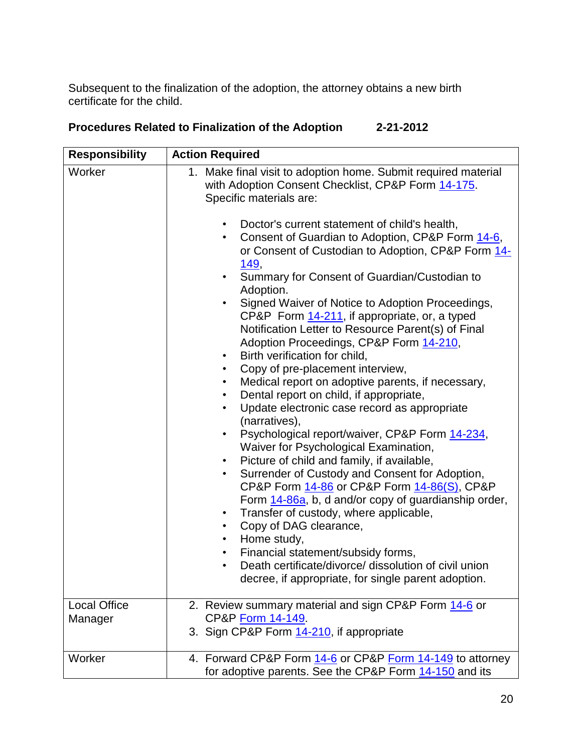Subsequent to the finalization of the adoption, the attorney obtains a new birth certificate for the child.

**Procedures Related to Finalization of the Adoption 2-21-2012**

| Responsibility | Action Required |
|---|---|
| Worker | 1. Make final visit to adoption home. Submit required material with Adoption Consent Checklist, CP&P Form 14-175. Specific materials are:<br><br>• Doctor's current statement of child's health,<br>• Consent of Guardian to Adoption, CP&P Form 14-6, or Consent of Custodian to Adoption, CP&P Form 14-149,<br>• Summary for Consent of Guardian/Custodian to Adoption.<br>• Signed Waiver of Notice to Adoption Proceedings, CP&P Form 14-211, if appropriate, or, a typed Notification Letter to Resource Parent(s) of Final Adoption Proceedings, CP&P Form 14-210,<br>• Birth verification for child,<br>• Copy of pre-placement interview,<br>• Medical report on adoptive parents, if necessary,<br>• Dental report on child, if appropriate,<br>• Update electronic case record as appropriate (narratives),<br>• Psychological report/waiver, CP&P Form 14-234, Waiver for Psychological Examination,<br>• Picture of child and family, if available,<br>• Surrender of Custody and Consent for Adoption, CP&P Form 14-86 or CP&P Form 14-86(S), CP&P Form 14-86a, b, d and/or copy of guardianship order,<br>• Transfer of custody, where applicable,<br>• Copy of DAG clearance,<br>• Home study,<br>• Financial statement/subsidy forms,<br>• Death certificate/divorce/ dissolution of civil union decree, if appropriate, for single parent adoption. |
| Local Office Manager | 2. Review summary material and sign CP&P Form 14-6 or CP&P Form 14-149.<br>3. Sign CP&P Form 14-210, if appropriate |
| Worker | 4. Forward CP&P Form 14-6 or CP&P Form 14-149 to attorney for adoptive parents. See the CP&P Form 14-150 and its |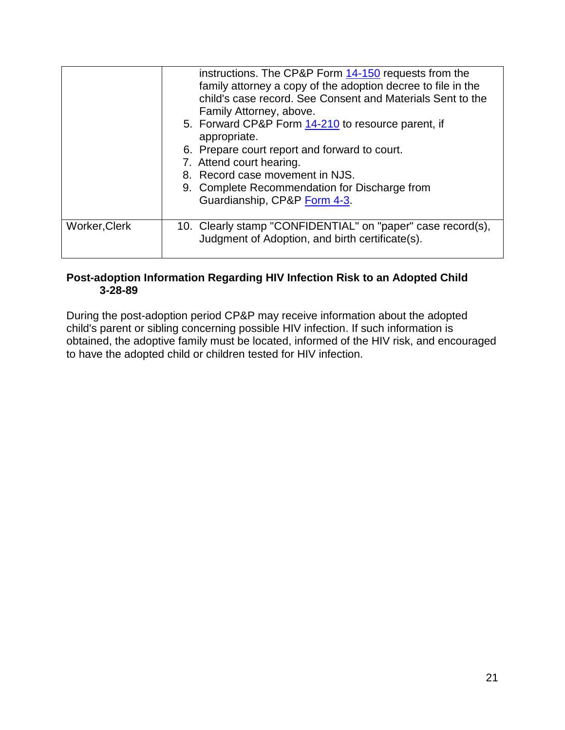| | |
|---|---|
| | instructions. The CP&P Form 14-150 requests from the family attorney a copy of the adoption decree to file in the child's case record. See Consent and Materials Sent to the Family Attorney, above.<br>5. Forward CP&P Form 14-210 to resource parent, if appropriate.<br>6. Prepare court report and forward to court.<br>7. Attend court hearing.<br>8. Record case movement in NJS.<br>9. Complete Recommendation for Discharge from Guardianship, CP&P Form 4-3. |
| Worker,Clerk | 10. Clearly stamp "CONFIDENTIAL" on "paper" case record(s), Judgment of Adoption, and birth certificate(s). |

**Post-adoption Information Regarding HIV Infection Risk to an Adopted Child 3-28-89**

During the post-adoption period CP&P may receive information about the adopted child's parent or sibling concerning possible HIV infection. If such information is obtained, the adoptive family must be located, informed of the HIV risk, and encouraged to have the adopted child or children tested for HIV infection.